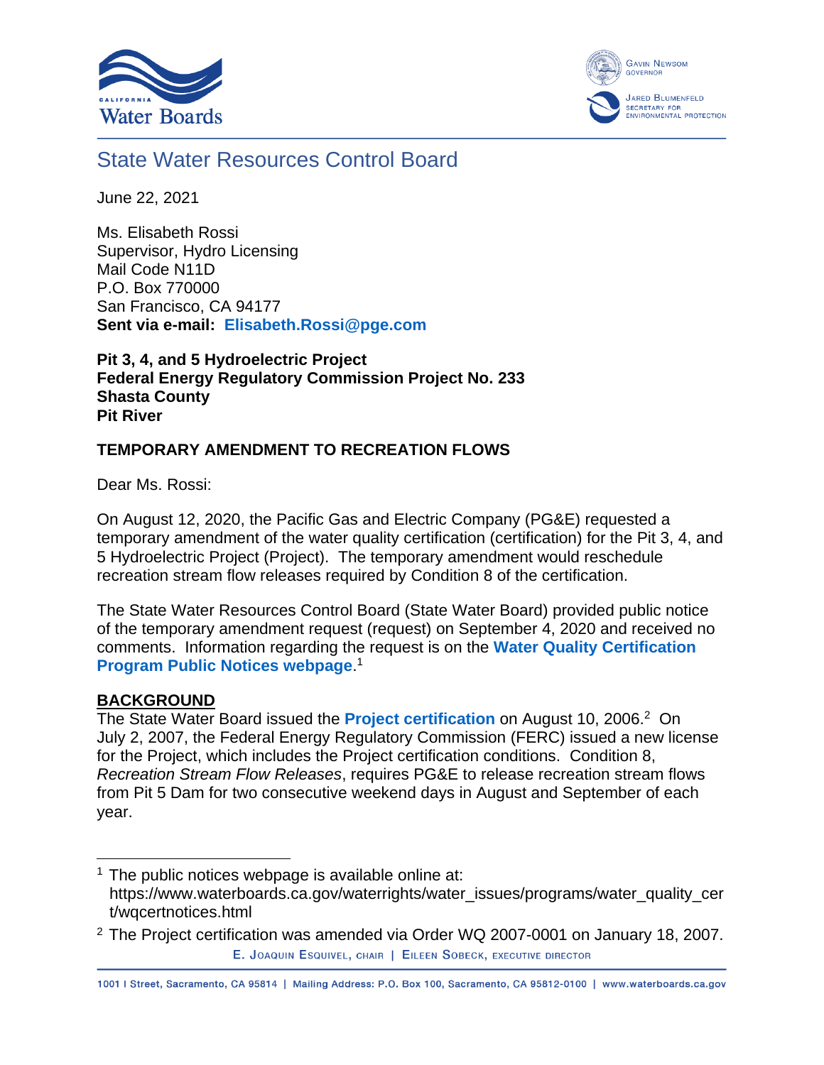# State Water Resources Control Board

June 22, 2021

Ms. Elisabeth Rossi
Supervisor, Hydro Licensing
Mail Code N11D
P.O. Box 770000
San Francisco, CA 94177
**Sent via e-mail: Elisabeth.Rossi@pge.com**

**Pit 3, 4, and 5 Hydroelectric Project**
**Federal Energy Regulatory Commission Project No. 233**
**Shasta County**
**Pit River**

**TEMPORARY AMENDMENT TO RECREATION FLOWS**

Dear Ms. Rossi:

On August 12, 2020, the Pacific Gas and Electric Company (PG&E) requested a temporary amendment of the water quality certification (certification) for the Pit 3, 4, and 5 Hydroelectric Project (Project). The temporary amendment would reschedule recreation stream flow releases required by Condition 8 of the certification.

The State Water Resources Control Board (State Water Board) provided public notice of the temporary amendment request (request) on September 4, 2020 and received no comments. Information regarding the request is on the **Water Quality Certification Program Public Notices webpage**.[1]

## BACKGROUND

The State Water Board issued the **Project certification** on August 10, 2006.[2] On July 2, 2007, the Federal Energy Regulatory Commission (FERC) issued a new license for the Project, which includes the Project certification conditions. Condition 8, *Recreation Stream Flow Releases*, requires PG&E to release recreation stream flows from Pit 5 Dam for two consecutive weekend days in August and September of each year.

[1] The public notices webpage is available online at: https://www.waterboards.ca.gov/waterrights/water_issues/programs/water_quality_cert/wqcertnotices.html

[2] The Project certification was amended via Order WQ 2007-0001 on January 18, 2007.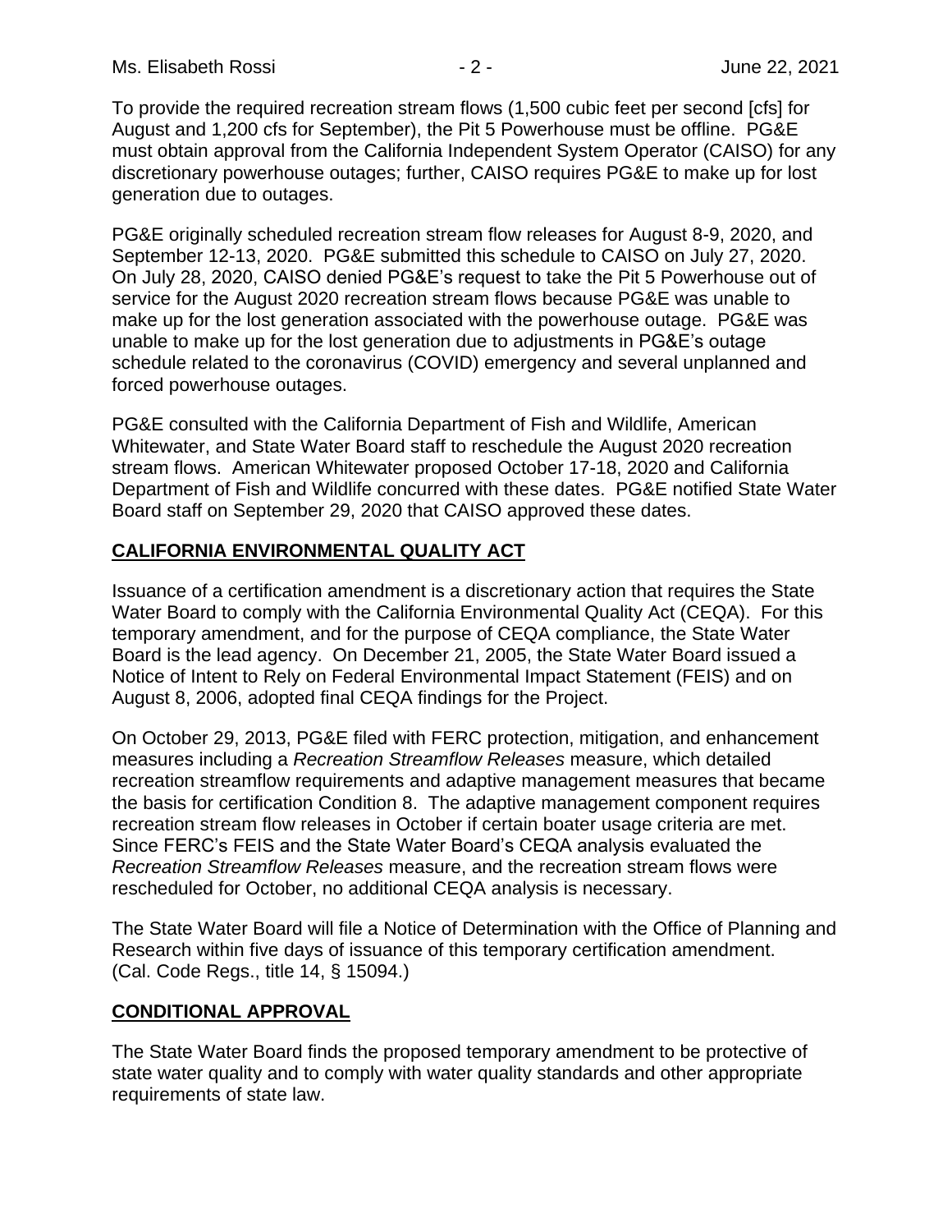To provide the required recreation stream flows (1,500 cubic feet per second [cfs] for August and 1,200 cfs for September), the Pit 5 Powerhouse must be offline. PG&E must obtain approval from the California Independent System Operator (CAISO) for any discretionary powerhouse outages; further, CAISO requires PG&E to make up for lost generation due to outages.

PG&E originally scheduled recreation stream flow releases for August 8-9, 2020, and September 12-13, 2020. PG&E submitted this schedule to CAISO on July 27, 2020. On July 28, 2020, CAISO denied PG&E's request to take the Pit 5 Powerhouse out of service for the August 2020 recreation stream flows because PG&E was unable to make up for the lost generation associated with the powerhouse outage. PG&E was unable to make up for the lost generation due to adjustments in PG&E's outage schedule related to the coronavirus (COVID) emergency and several unplanned and forced powerhouse outages.

PG&E consulted with the California Department of Fish and Wildlife, American Whitewater, and State Water Board staff to reschedule the August 2020 recreation stream flows. American Whitewater proposed October 17-18, 2020 and California Department of Fish and Wildlife concurred with these dates. PG&E notified State Water Board staff on September 29, 2020 that CAISO approved these dates.

## CALIFORNIA ENVIRONMENTAL QUALITY ACT

Issuance of a certification amendment is a discretionary action that requires the State Water Board to comply with the California Environmental Quality Act (CEQA). For this temporary amendment, and for the purpose of CEQA compliance, the State Water Board is the lead agency. On December 21, 2005, the State Water Board issued a Notice of Intent to Rely on Federal Environmental Impact Statement (FEIS) and on August 8, 2006, adopted final CEQA findings for the Project.

On October 29, 2013, PG&E filed with FERC protection, mitigation, and enhancement measures including a *Recreation Streamflow Releases* measure, which detailed recreation streamflow requirements and adaptive management measures that became the basis for certification Condition 8. The adaptive management component requires recreation stream flow releases in October if certain boater usage criteria are met. Since FERC's FEIS and the State Water Board's CEQA analysis evaluated the *Recreation Streamflow Releases* measure, and the recreation stream flows were rescheduled for October, no additional CEQA analysis is necessary.

The State Water Board will file a Notice of Determination with the Office of Planning and Research within five days of issuance of this temporary certification amendment. (Cal. Code Regs., title 14, § 15094.)

## CONDITIONAL APPROVAL

The State Water Board finds the proposed temporary amendment to be protective of state water quality and to comply with water quality standards and other appropriate requirements of state law.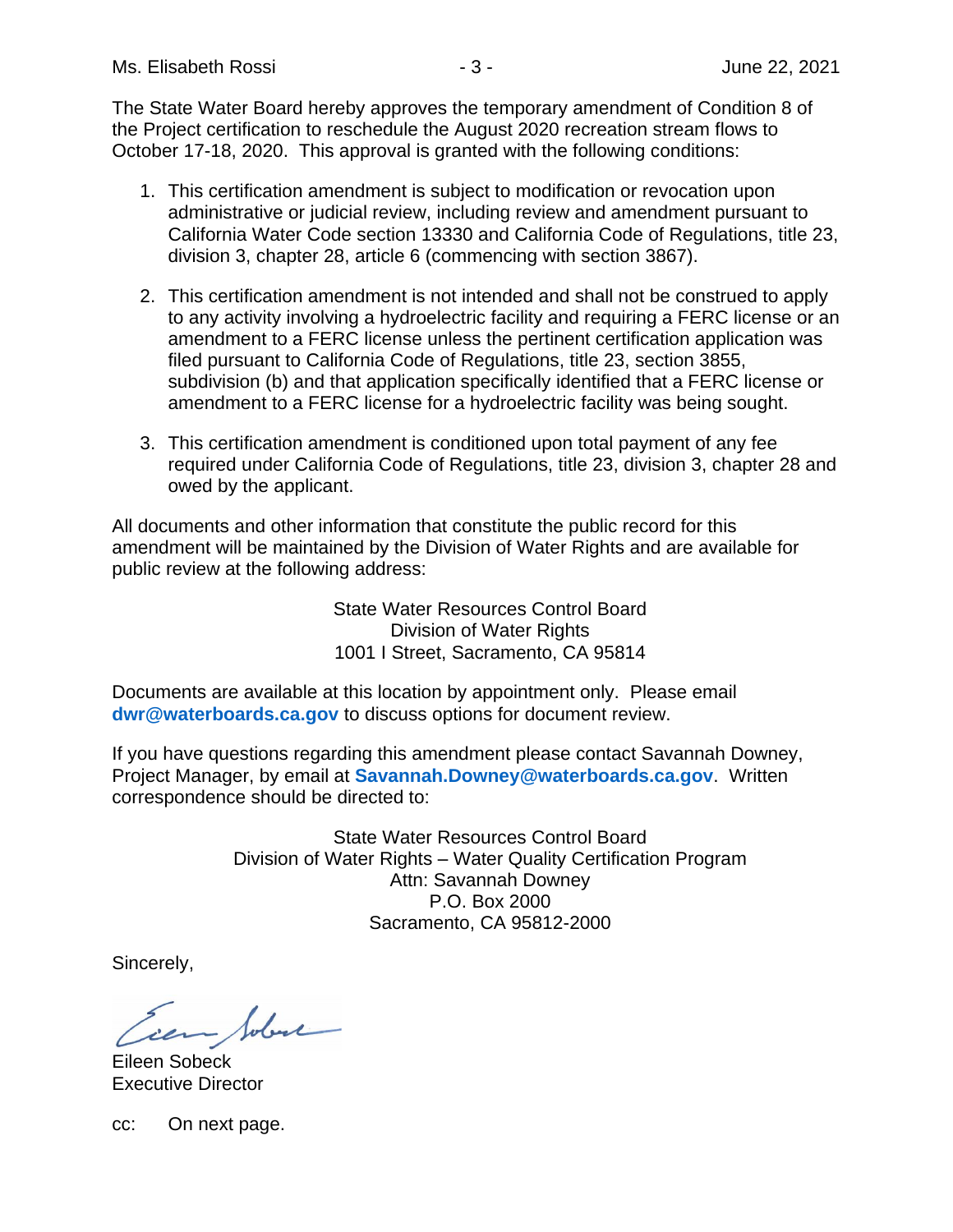The State Water Board hereby approves the temporary amendment of Condition 8 of the Project certification to reschedule the August 2020 recreation stream flows to October 17-18, 2020. This approval is granted with the following conditions:

1. This certification amendment is subject to modification or revocation upon administrative or judicial review, including review and amendment pursuant to California Water Code section 13330 and California Code of Regulations, title 23, division 3, chapter 28, article 6 (commencing with section 3867).

2. This certification amendment is not intended and shall not be construed to apply to any activity involving a hydroelectric facility and requiring a FERC license or an amendment to a FERC license unless the pertinent certification application was filed pursuant to California Code of Regulations, title 23, section 3855, subdivision (b) and that application specifically identified that a FERC license or amendment to a FERC license for a hydroelectric facility was being sought.

3. This certification amendment is conditioned upon total payment of any fee required under California Code of Regulations, title 23, division 3, chapter 28 and owed by the applicant.

All documents and other information that constitute the public record for this amendment will be maintained by the Division of Water Rights and are available for public review at the following address:

State Water Resources Control Board
Division of Water Rights
1001 I Street, Sacramento, CA 95814

Documents are available at this location by appointment only. Please email **dwr@waterboards.ca.gov** to discuss options for document review.

If you have questions regarding this amendment please contact Savannah Downey, Project Manager, by email at **Savannah.Downey@waterboards.ca.gov**. Written correspondence should be directed to:

State Water Resources Control Board
Division of Water Rights – Water Quality Certification Program
Attn: Savannah Downey
P.O. Box 2000
Sacramento, CA 95812-2000

Sincerely,

Eileen Sobeck
Executive Director

cc: On next page.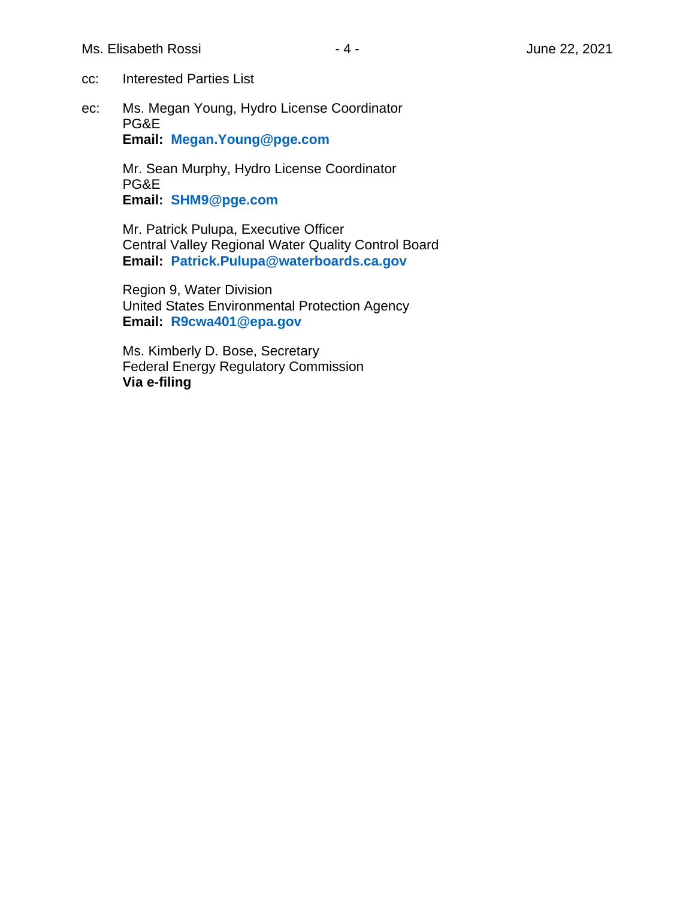cc: Interested Parties List

ec: Ms. Megan Young, Hydro License Coordinator
PG&E
**Email: Megan.Young@pge.com**

Mr. Sean Murphy, Hydro License Coordinator
PG&E
**Email: SHM9@pge.com**

Mr. Patrick Pulupa, Executive Officer
Central Valley Regional Water Quality Control Board
**Email: Patrick.Pulupa@waterboards.ca.gov**

Region 9, Water Division
United States Environmental Protection Agency
**Email: R9cwa401@epa.gov**

Ms. Kimberly D. Bose, Secretary
Federal Energy Regulatory Commission
**Via e-filing**